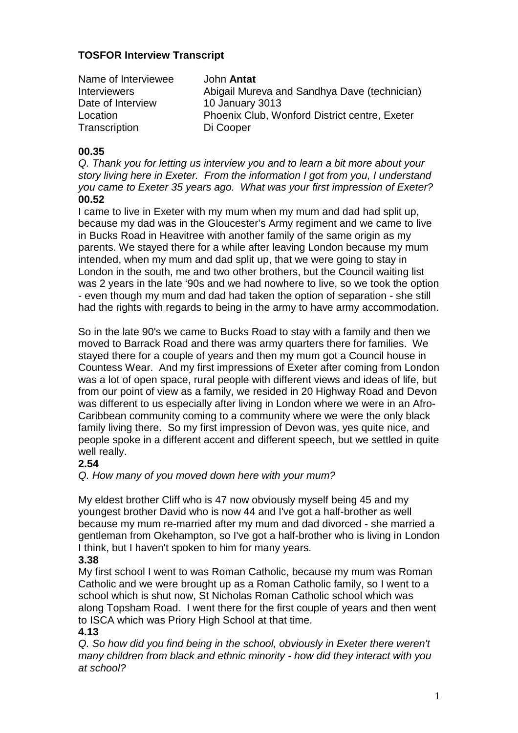**TOSFOR Interview Transcript**

| | |
|---|---|
| Name of Interviewee | John **Antat** |
| Interviewers | Abigail Mureva and Sandhya Dave (technician) |
| Date of Interview | 10 January 3013 |
| Location | Phoenix Club, Wonford District centre, Exeter |
| Transcription | Di Cooper |

**00.35**

*Q. Thank you for letting us interview you and to learn a bit more about your story living here in Exeter. From the information I got from you, I understand you came to Exeter 35 years ago. What was your first impression of Exeter?*

**00.52**

I came to live in Exeter with my mum when my mum and dad had split up, because my dad was in the Gloucester's Army regiment and we came to live in Bucks Road in Heavitree with another family of the same origin as my parents. We stayed there for a while after leaving London because my mum intended, when my mum and dad split up, that we were going to stay in London in the south, me and two other brothers, but the Council waiting list was 2 years in the late '90s and we had nowhere to live, so we took the option - even though my mum and dad had taken the option of separation - she still had the rights with regards to being in the army to have army accommodation.

So in the late 90's we came to Bucks Road to stay with a family and then we moved to Barrack Road and there was army quarters there for families. We stayed there for a couple of years and then my mum got a Council house in Countess Wear. And my first impressions of Exeter after coming from London was a lot of open space, rural people with different views and ideas of life, but from our point of view as a family, we resided in 20 Highway Road and Devon was different to us especially after living in London where we were in an Afro-Caribbean community coming to a community where we were the only black family living there. So my first impression of Devon was, yes quite nice, and people spoke in a different accent and different speech, but we settled in quite well really.

**2.54**

*Q. How many of you moved down here with your mum?*

My eldest brother Cliff who is 47 now obviously myself being 45 and my youngest brother David who is now 44 and I've got a half-brother as well because my mum re-married after my mum and dad divorced - she married a gentleman from Okehampton, so I've got a half-brother who is living in London I think, but I haven't spoken to him for many years.

**3.38**

My first school I went to was Roman Catholic, because my mum was Roman Catholic and we were brought up as a Roman Catholic family, so I went to a school which is shut now, St Nicholas Roman Catholic school which was along Topsham Road. I went there for the first couple of years and then went to ISCA which was Priory High School at that time.

**4.13**

*Q. So how did you find being in the school, obviously in Exeter there weren't many children from black and ethnic minority - how did they interact with you at school?*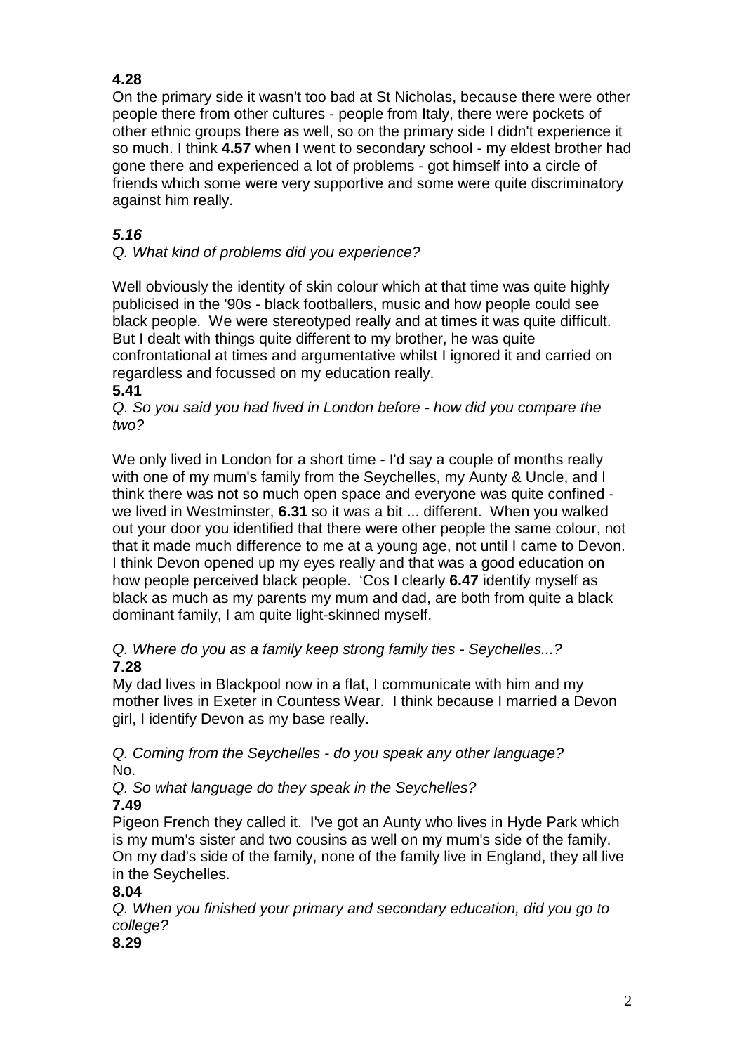**4.28**
On the primary side it wasn't too bad at St Nicholas, because there were other people there from other cultures - people from Italy, there were pockets of other ethnic groups there as well, so on the primary side I didn't experience it so much. I think **4.57** when I went to secondary school - my eldest brother had gone there and experienced a lot of problems - got himself into a circle of friends which some were very supportive and some were quite discriminatory against him really.

***5.16***
*Q. What kind of problems did you experience?*

Well obviously the identity of skin colour which at that time was quite highly publicised in the '90s - black footballers, music and how people could see black people. We were stereotyped really and at times it was quite difficult. But I dealt with things quite different to my brother, he was quite confrontational at times and argumentative whilst I ignored it and carried on regardless and focussed on my education really.
**5.41**
*Q. So you said you had lived in London before - how did you compare the two?*

We only lived in London for a short time - I'd say a couple of months really with one of my mum's family from the Seychelles, my Aunty & Uncle, and I think there was not so much open space and everyone was quite confined - we lived in Westminster, **6.31** so it was a bit ... different. When you walked out your door you identified that there were other people the same colour, not that it made much difference to me at a young age, not until I came to Devon. I think Devon opened up my eyes really and that was a good education on how people perceived black people. 'Cos I clearly **6.47** identify myself as black as much as my parents my mum and dad, are both from quite a black dominant family, I am quite light-skinned myself.

*Q. Where do you as a family keep strong family ties - Seychelles...?*
**7.28**
My dad lives in Blackpool now in a flat, I communicate with him and my mother lives in Exeter in Countess Wear. I think because I married a Devon girl, I identify Devon as my base really.

*Q. Coming from the Seychelles - do you speak any other language?*
No.
*Q. So what language do they speak in the Seychelles?*
**7.49**
Pigeon French they called it. I've got an Aunty who lives in Hyde Park which is my mum's sister and two cousins as well on my mum's side of the family. On my dad's side of the family, none of the family live in England, they all live in the Seychelles.
**8.04**
*Q. When you finished your primary and secondary education, did you go to college?*
**8.29**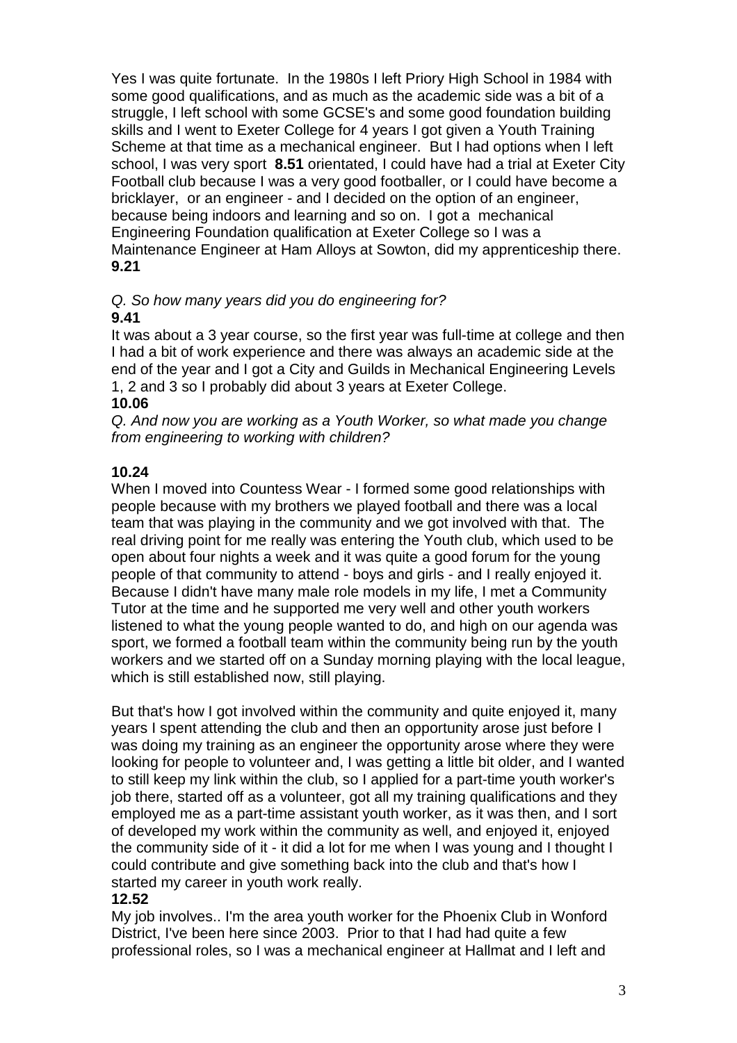Yes I was quite fortunate. In the 1980s I left Priory High School in 1984 with some good qualifications, and as much as the academic side was a bit of a struggle, I left school with some GCSE's and some good foundation building skills and I went to Exeter College for 4 years I got given a Youth Training Scheme at that time as a mechanical engineer. But I had options when I left school, I was very sport **8.51** orientated, I could have had a trial at Exeter City Football club because I was a very good footballer, or I could have become a bricklayer, or an engineer - and I decided on the option of an engineer, because being indoors and learning and so on. I got a mechanical Engineering Foundation qualification at Exeter College so I was a Maintenance Engineer at Ham Alloys at Sowton, did my apprenticeship there.
**9.21**

*Q. So how many years did you do engineering for?*
**9.41**
It was about a 3 year course, so the first year was full-time at college and then I had a bit of work experience and there was always an academic side at the end of the year and I got a City and Guilds in Mechanical Engineering Levels 1, 2 and 3 so I probably did about 3 years at Exeter College.
**10.06**
*Q. And now you are working as a Youth Worker, so what made you change from engineering to working with children?*

**10.24**
When I moved into Countess Wear - I formed some good relationships with people because with my brothers we played football and there was a local team that was playing in the community and we got involved with that. The real driving point for me really was entering the Youth club, which used to be open about four nights a week and it was quite a good forum for the young people of that community to attend - boys and girls - and I really enjoyed it. Because I didn't have many male role models in my life, I met a Community Tutor at the time and he supported me very well and other youth workers listened to what the young people wanted to do, and high on our agenda was sport, we formed a football team within the community being run by the youth workers and we started off on a Sunday morning playing with the local league, which is still established now, still playing.

But that's how I got involved within the community and quite enjoyed it, many years I spent attending the club and then an opportunity arose just before I was doing my training as an engineer the opportunity arose where they were looking for people to volunteer and, I was getting a little bit older, and I wanted to still keep my link within the club, so I applied for a part-time youth worker's job there, started off as a volunteer, got all my training qualifications and they employed me as a part-time assistant youth worker, as it was then, and I sort of developed my work within the community as well, and enjoyed it, enjoyed the community side of it - it did a lot for me when I was young and I thought I could contribute and give something back into the club and that's how I started my career in youth work really.
**12.52**
My job involves.. I'm the area youth worker for the Phoenix Club in Wonford District, I've been here since 2003. Prior to that I had had quite a few professional roles, so I was a mechanical engineer at Hallmat and I left and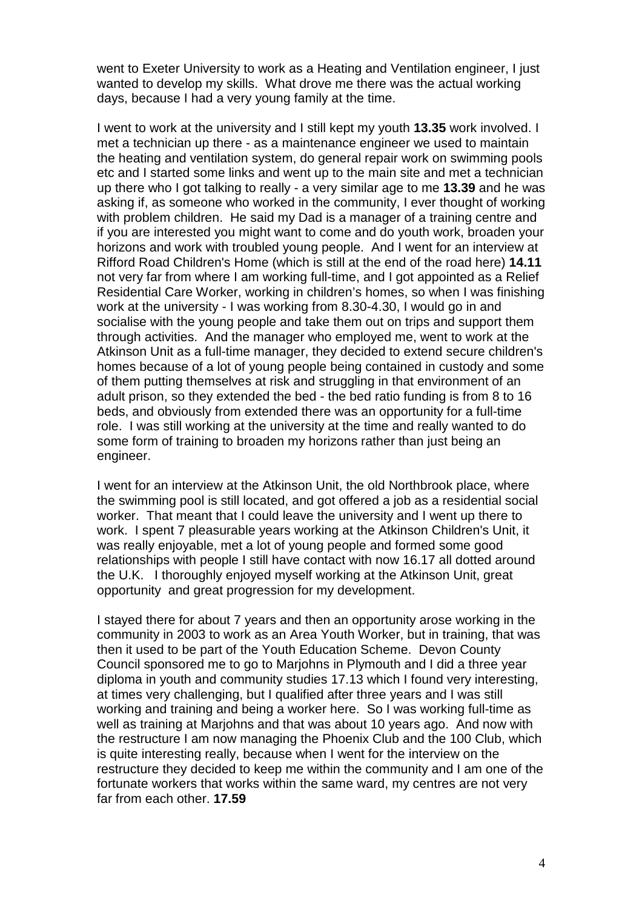went to Exeter University to work as a Heating and Ventilation engineer, I just wanted to develop my skills. What drove me there was the actual working days, because I had a very young family at the time.

I went to work at the university and I still kept my youth **13.35** work involved. I met a technician up there - as a maintenance engineer we used to maintain the heating and ventilation system, do general repair work on swimming pools etc and I started some links and went up to the main site and met a technician up there who I got talking to really - a very similar age to me **13.39** and he was asking if, as someone who worked in the community, I ever thought of working with problem children. He said my Dad is a manager of a training centre and if you are interested you might want to come and do youth work, broaden your horizons and work with troubled young people. And I went for an interview at Rifford Road Children's Home (which is still at the end of the road here) **14.11** not very far from where I am working full-time, and I got appointed as a Relief Residential Care Worker, working in children's homes, so when I was finishing work at the university - I was working from 8.30-4.30, I would go in and socialise with the young people and take them out on trips and support them through activities. And the manager who employed me, went to work at the Atkinson Unit as a full-time manager, they decided to extend secure children's homes because of a lot of young people being contained in custody and some of them putting themselves at risk and struggling in that environment of an adult prison, so they extended the bed - the bed ratio funding is from 8 to 16 beds, and obviously from extended there was an opportunity for a full-time role. I was still working at the university at the time and really wanted to do some form of training to broaden my horizons rather than just being an engineer.

I went for an interview at the Atkinson Unit, the old Northbrook place, where the swimming pool is still located, and got offered a job as a residential social worker. That meant that I could leave the university and I went up there to work. I spent 7 pleasurable years working at the Atkinson Children's Unit, it was really enjoyable, met a lot of young people and formed some good relationships with people I still have contact with now 16.17 all dotted around the U.K. I thoroughly enjoyed myself working at the Atkinson Unit, great opportunity and great progression for my development.

I stayed there for about 7 years and then an opportunity arose working in the community in 2003 to work as an Area Youth Worker, but in training, that was then it used to be part of the Youth Education Scheme. Devon County Council sponsored me to go to Marjohns in Plymouth and I did a three year diploma in youth and community studies 17.13 which I found very interesting, at times very challenging, but I qualified after three years and I was still working and training and being a worker here. So I was working full-time as well as training at Marjohns and that was about 10 years ago. And now with the restructure I am now managing the Phoenix Club and the 100 Club, which is quite interesting really, because when I went for the interview on the restructure they decided to keep me within the community and I am one of the fortunate workers that works within the same ward, my centres are not very far from each other. **17.59**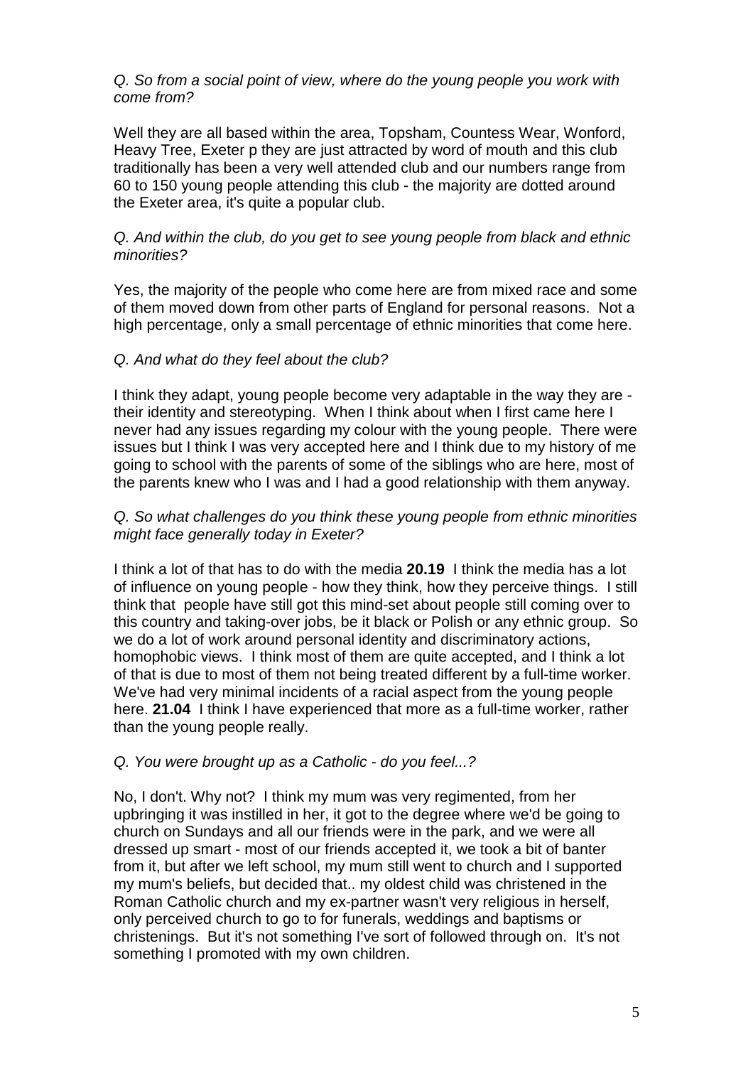*Q. So from a social point of view, where do the young people you work with come from?*

Well they are all based within the area, Topsham, Countess Wear, Wonford, Heavy Tree, Exeter p they are just attracted by word of mouth and this club traditionally has been a very well attended club and our numbers range from 60 to 150 young people attending this club - the majority are dotted around the Exeter area, it's quite a popular club.

*Q. And within the club, do you get to see young people from black and ethnic minorities?*

Yes, the majority of the people who come here are from mixed race and some of them moved down from other parts of England for personal reasons. Not a high percentage, only a small percentage of ethnic minorities that come here.

*Q. And what do they feel about the club?*

I think they adapt, young people become very adaptable in the way they are - their identity and stereotyping. When I think about when I first came here I never had any issues regarding my colour with the young people. There were issues but I think I was very accepted here and I think due to my history of me going to school with the parents of some of the siblings who are here, most of the parents knew who I was and I had a good relationship with them anyway.

*Q. So what challenges do you think these young people from ethnic minorities might face generally today in Exeter?*

I think a lot of that has to do with the media **20.19** I think the media has a lot of influence on young people - how they think, how they perceive things. I still think that people have still got this mind-set about people still coming over to this country and taking-over jobs, be it black or Polish or any ethnic group. So we do a lot of work around personal identity and discriminatory actions, homophobic views. I think most of them are quite accepted, and I think a lot of that is due to most of them not being treated different by a full-time worker. We've had very minimal incidents of a racial aspect from the young people here. **21.04** I think I have experienced that more as a full-time worker, rather than the young people really.

*Q. You were brought up as a Catholic - do you feel...?*

No, I don't. Why not? I think my mum was very regimented, from her upbringing it was instilled in her, it got to the degree where we'd be going to church on Sundays and all our friends were in the park, and we were all dressed up smart - most of our friends accepted it, we took a bit of banter from it, but after we left school, my mum still went to church and I supported my mum's beliefs, but decided that.. my oldest child was christened in the Roman Catholic church and my ex-partner wasn't very religious in herself, only perceived church to go to for funerals, weddings and baptisms or christenings. But it's not something I've sort of followed through on. It's not something I promoted with my own children.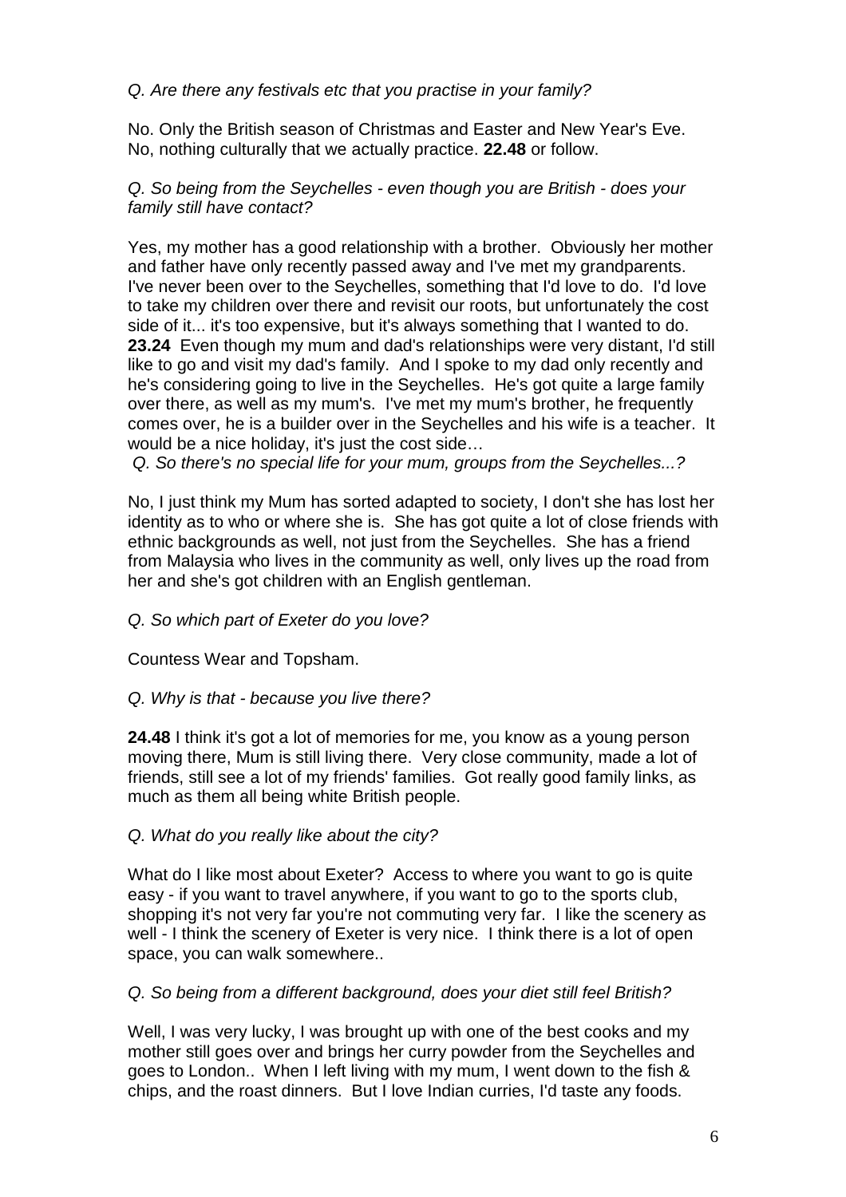*Q. Are there any festivals etc that you practise in your family?*

No. Only the British season of Christmas and Easter and New Year's Eve. No, nothing culturally that we actually practice. **22.48** or follow.

*Q. So being from the Seychelles - even though you are British - does your family still have contact?*

Yes, my mother has a good relationship with a brother. Obviously her mother and father have only recently passed away and I've met my grandparents. I've never been over to the Seychelles, something that I'd love to do. I'd love to take my children over there and revisit our roots, but unfortunately the cost side of it... it's too expensive, but it's always something that I wanted to do. **23.24** Even though my mum and dad's relationships were very distant, I'd still like to go and visit my dad's family. And I spoke to my dad only recently and he's considering going to live in the Seychelles. He's got quite a large family over there, as well as my mum's. I've met my mum's brother, he frequently comes over, he is a builder over in the Seychelles and his wife is a teacher. It would be a nice holiday, it's just the cost side…

*Q. So there's no special life for your mum, groups from the Seychelles...?*

No, I just think my Mum has sorted adapted to society, I don't she has lost her identity as to who or where she is. She has got quite a lot of close friends with ethnic backgrounds as well, not just from the Seychelles. She has a friend from Malaysia who lives in the community as well, only lives up the road from her and she's got children with an English gentleman.

*Q. So which part of Exeter do you love?*

Countess Wear and Topsham.

*Q. Why is that - because you live there?*

**24.48** I think it's got a lot of memories for me, you know as a young person moving there, Mum is still living there. Very close community, made a lot of friends, still see a lot of my friends' families. Got really good family links, as much as them all being white British people.

*Q. What do you really like about the city?*

What do I like most about Exeter? Access to where you want to go is quite easy - if you want to travel anywhere, if you want to go to the sports club, shopping it's not very far you're not commuting very far. I like the scenery as well - I think the scenery of Exeter is very nice. I think there is a lot of open space, you can walk somewhere..

*Q. So being from a different background, does your diet still feel British?*

Well, I was very lucky, I was brought up with one of the best cooks and my mother still goes over and brings her curry powder from the Seychelles and goes to London.. When I left living with my mum, I went down to the fish & chips, and the roast dinners. But I love Indian curries, I'd taste any foods.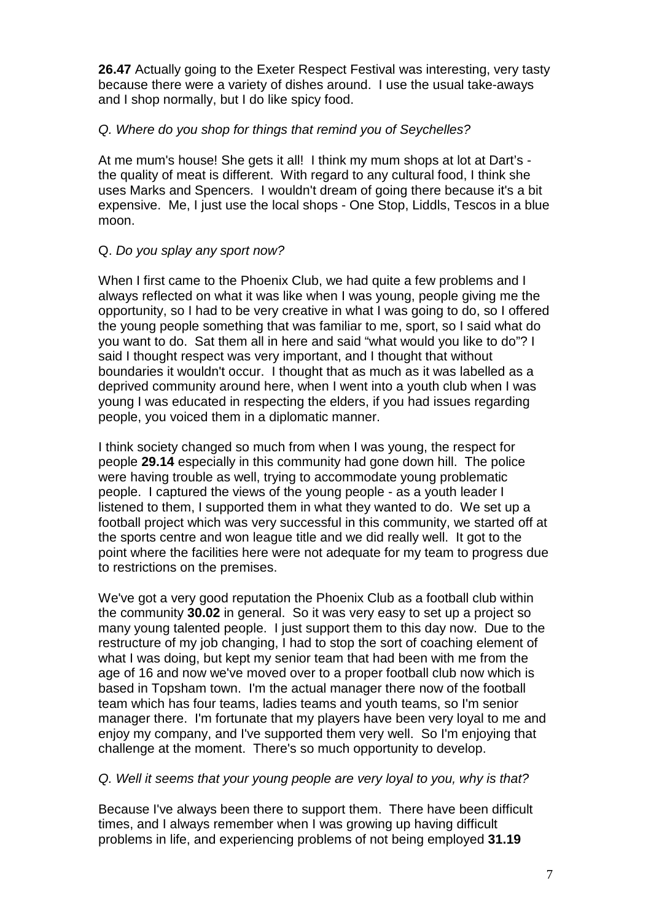**26.47** Actually going to the Exeter Respect Festival was interesting, very tasty because there were a variety of dishes around. I use the usual take-aways and I shop normally, but I do like spicy food.

*Q. Where do you shop for things that remind you of Seychelles?*

At me mum's house! She gets it all! I think my mum shops at lot at Dart's - the quality of meat is different. With regard to any cultural food, I think she uses Marks and Spencers. I wouldn't dream of going there because it's a bit expensive. Me, I just use the local shops - One Stop, Liddls, Tescos in a blue moon.

Q. *Do you splay any sport now?*

When I first came to the Phoenix Club, we had quite a few problems and I always reflected on what it was like when I was young, people giving me the opportunity, so I had to be very creative in what I was going to do, so I offered the young people something that was familiar to me, sport, so I said what do you want to do. Sat them all in here and said "what would you like to do"? I said I thought respect was very important, and I thought that without boundaries it wouldn't occur. I thought that as much as it was labelled as a deprived community around here, when I went into a youth club when I was young I was educated in respecting the elders, if you had issues regarding people, you voiced them in a diplomatic manner.

I think society changed so much from when I was young, the respect for people **29.14** especially in this community had gone down hill. The police were having trouble as well, trying to accommodate young problematic people. I captured the views of the young people - as a youth leader I listened to them, I supported them in what they wanted to do. We set up a football project which was very successful in this community, we started off at the sports centre and won league title and we did really well. It got to the point where the facilities here were not adequate for my team to progress due to restrictions on the premises.

We've got a very good reputation the Phoenix Club as a football club within the community **30.02** in general. So it was very easy to set up a project so many young talented people. I just support them to this day now. Due to the restructure of my job changing, I had to stop the sort of coaching element of what I was doing, but kept my senior team that had been with me from the age of 16 and now we've moved over to a proper football club now which is based in Topsham town. I'm the actual manager there now of the football team which has four teams, ladies teams and youth teams, so I'm senior manager there. I'm fortunate that my players have been very loyal to me and enjoy my company, and I've supported them very well. So I'm enjoying that challenge at the moment. There's so much opportunity to develop.

*Q. Well it seems that your young people are very loyal to you, why is that?*

Because I've always been there to support them. There have been difficult times, and I always remember when I was growing up having difficult problems in life, and experiencing problems of not being employed **31.19**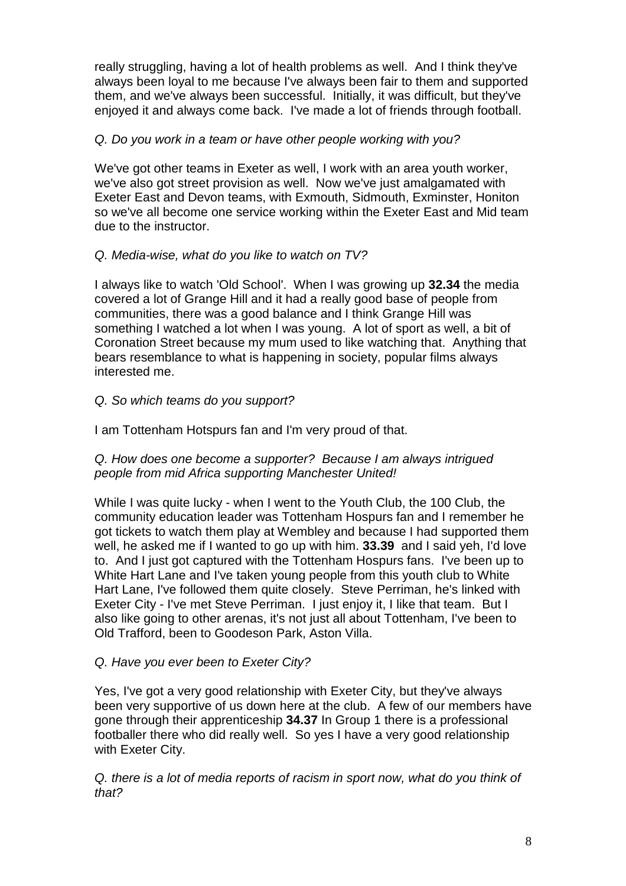really struggling, having a lot of health problems as well. And I think they've always been loyal to me because I've always been fair to them and supported them, and we've always been successful. Initially, it was difficult, but they've enjoyed it and always come back. I've made a lot of friends through football.

*Q. Do you work in a team or have other people working with you?*

We've got other teams in Exeter as well, I work with an area youth worker, we've also got street provision as well. Now we've just amalgamated with Exeter East and Devon teams, with Exmouth, Sidmouth, Exminster, Honiton so we've all become one service working within the Exeter East and Mid team due to the instructor.

*Q. Media-wise, what do you like to watch on TV?*

I always like to watch 'Old School'. When I was growing up **32.34** the media covered a lot of Grange Hill and it had a really good base of people from communities, there was a good balance and I think Grange Hill was something I watched a lot when I was young. A lot of sport as well, a bit of Coronation Street because my mum used to like watching that. Anything that bears resemblance to what is happening in society, popular films always interested me.

*Q. So which teams do you support?*

I am Tottenham Hotspurs fan and I'm very proud of that.

*Q. How does one become a supporter? Because I am always intrigued people from mid Africa supporting Manchester United!*

While I was quite lucky - when I went to the Youth Club, the 100 Club, the community education leader was Tottenham Hospurs fan and I remember he got tickets to watch them play at Wembley and because I had supported them well, he asked me if I wanted to go up with him. **33.39** and I said yeh, I'd love to. And I just got captured with the Tottenham Hospurs fans. I've been up to White Hart Lane and I've taken young people from this youth club to White Hart Lane, I've followed them quite closely. Steve Perriman, he's linked with Exeter City - I've met Steve Perriman. I just enjoy it, I like that team. But I also like going to other arenas, it's not just all about Tottenham, I've been to Old Trafford, been to Goodeson Park, Aston Villa.

*Q. Have you ever been to Exeter City?*

Yes, I've got a very good relationship with Exeter City, but they've always been very supportive of us down here at the club. A few of our members have gone through their apprenticeship **34.37** In Group 1 there is a professional footballer there who did really well. So yes I have a very good relationship with Exeter City.

*Q. there is a lot of media reports of racism in sport now, what do you think of that?*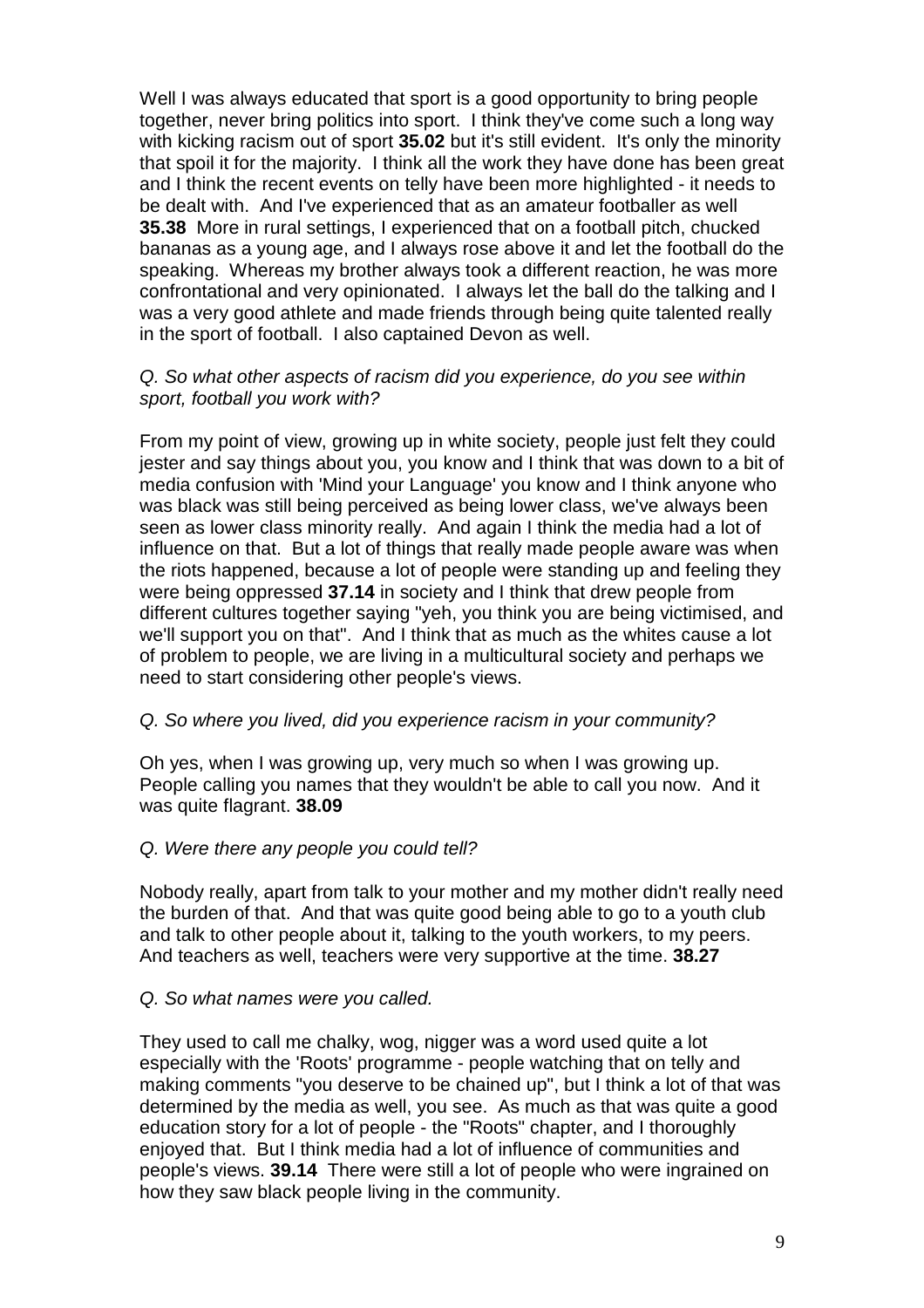Well I was always educated that sport is a good opportunity to bring people together, never bring politics into sport. I think they've come such a long way with kicking racism out of sport **35.02** but it's still evident. It's only the minority that spoil it for the majority. I think all the work they have done has been great and I think the recent events on telly have been more highlighted - it needs to be dealt with. And I've experienced that as an amateur footballer as well **35.38** More in rural settings, I experienced that on a football pitch, chucked bananas as a young age, and I always rose above it and let the football do the speaking. Whereas my brother always took a different reaction, he was more confrontational and very opinionated. I always let the ball do the talking and I was a very good athlete and made friends through being quite talented really in the sport of football. I also captained Devon as well.

*Q. So what other aspects of racism did you experience, do you see within sport, football you work with?*

From my point of view, growing up in white society, people just felt they could jester and say things about you, you know and I think that was down to a bit of media confusion with 'Mind your Language' you know and I think anyone who was black was still being perceived as being lower class, we've always been seen as lower class minority really. And again I think the media had a lot of influence on that. But a lot of things that really made people aware was when the riots happened, because a lot of people were standing up and feeling they were being oppressed **37.14** in society and I think that drew people from different cultures together saying "yeh, you think you are being victimised, and we'll support you on that". And I think that as much as the whites cause a lot of problem to people, we are living in a multicultural society and perhaps we need to start considering other people's views.

*Q. So where you lived, did you experience racism in your community?*

Oh yes, when I was growing up, very much so when I was growing up. People calling you names that they wouldn't be able to call you now. And it was quite flagrant. **38.09**

*Q. Were there any people you could tell?*

Nobody really, apart from talk to your mother and my mother didn't really need the burden of that. And that was quite good being able to go to a youth club and talk to other people about it, talking to the youth workers, to my peers. And teachers as well, teachers were very supportive at the time. **38.27**

*Q. So what names were you called.*

They used to call me chalky, wog, nigger was a word used quite a lot especially with the 'Roots' programme - people watching that on telly and making comments "you deserve to be chained up", but I think a lot of that was determined by the media as well, you see. As much as that was quite a good education story for a lot of people - the "Roots" chapter, and I thoroughly enjoyed that. But I think media had a lot of influence of communities and people's views. **39.14** There were still a lot of people who were ingrained on how they saw black people living in the community.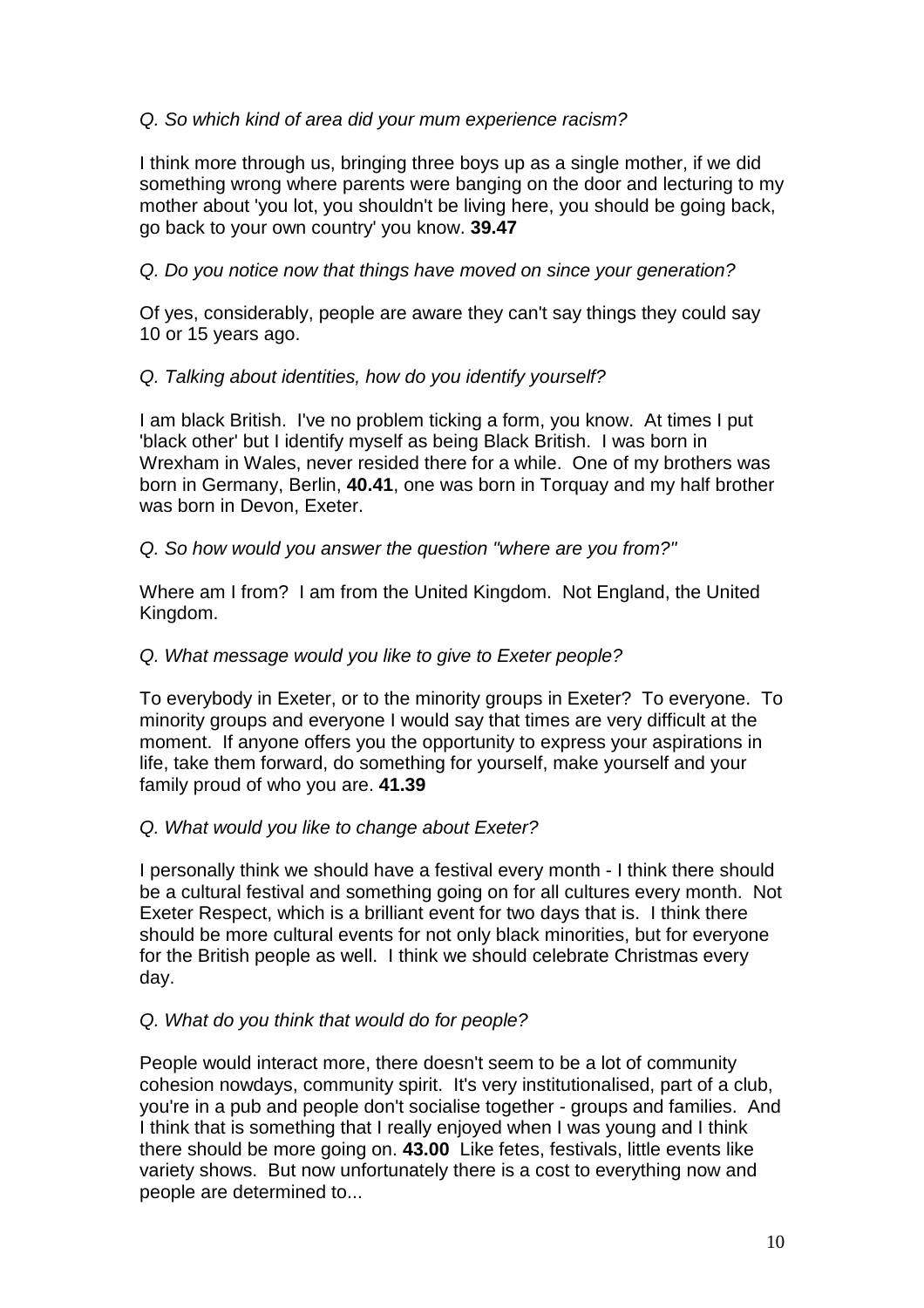*Q. So which kind of area did your mum experience racism?*

I think more through us, bringing three boys up as a single mother, if we did something wrong where parents were banging on the door and lecturing to my mother about 'you lot, you shouldn't be living here, you should be going back, go back to your own country' you know. **39.47**

*Q. Do you notice now that things have moved on since your generation?*

Of yes, considerably, people are aware they can't say things they could say 10 or 15 years ago.

*Q. Talking about identities, how do you identify yourself?*

I am black British. I've no problem ticking a form, you know. At times I put 'black other' but I identify myself as being Black British. I was born in Wrexham in Wales, never resided there for a while. One of my brothers was born in Germany, Berlin, **40.41**, one was born in Torquay and my half brother was born in Devon, Exeter.

*Q. So how would you answer the question "where are you from?"*

Where am I from? I am from the United Kingdom. Not England, the United Kingdom.

*Q. What message would you like to give to Exeter people?*

To everybody in Exeter, or to the minority groups in Exeter? To everyone. To minority groups and everyone I would say that times are very difficult at the moment. If anyone offers you the opportunity to express your aspirations in life, take them forward, do something for yourself, make yourself and your family proud of who you are. **41.39**

*Q. What would you like to change about Exeter?*

I personally think we should have a festival every month - I think there should be a cultural festival and something going on for all cultures every month. Not Exeter Respect, which is a brilliant event for two days that is. I think there should be more cultural events for not only black minorities, but for everyone for the British people as well. I think we should celebrate Christmas every day.

*Q. What do you think that would do for people?*

People would interact more, there doesn't seem to be a lot of community cohesion nowdays, community spirit. It's very institutionalised, part of a club, you're in a pub and people don't socialise together - groups and families. And I think that is something that I really enjoyed when I was young and I think there should be more going on. **43.00** Like fetes, festivals, little events like variety shows. But now unfortunately there is a cost to everything now and people are determined to...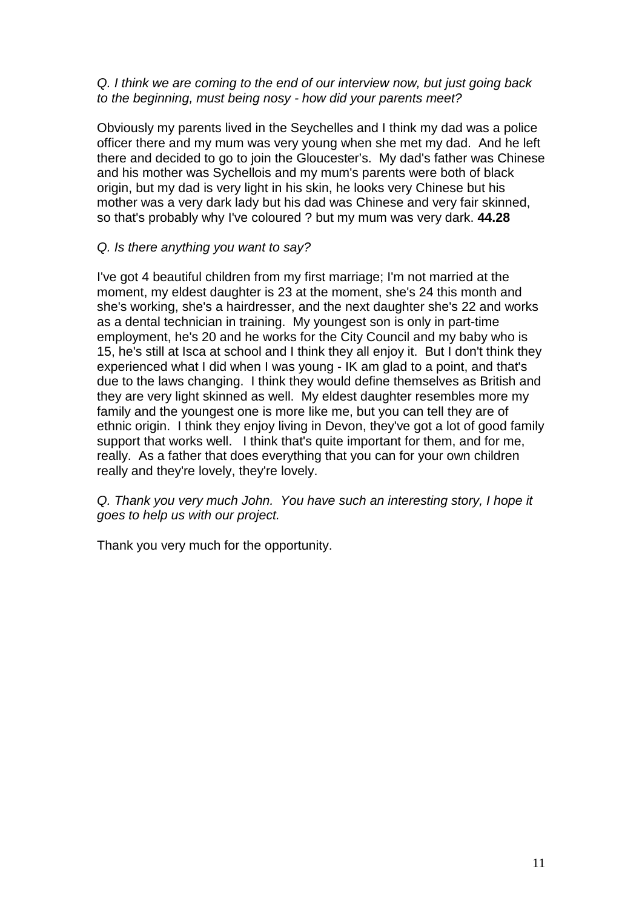*Q. I think we are coming to the end of our interview now, but just going back to the beginning, must being nosy - how did your parents meet?*

Obviously my parents lived in the Seychelles and I think my dad was a police officer there and my mum was very young when she met my dad. And he left there and decided to go to join the Gloucester's. My dad's father was Chinese and his mother was Sychellois and my mum's parents were both of black origin, but my dad is very light in his skin, he looks very Chinese but his mother was a very dark lady but his dad was Chinese and very fair skinned, so that's probably why I've coloured ? but my mum was very dark. **44.28**

*Q. Is there anything you want to say?*

I've got 4 beautiful children from my first marriage; I'm not married at the moment, my eldest daughter is 23 at the moment, she's 24 this month and she's working, she's a hairdresser, and the next daughter she's 22 and works as a dental technician in training. My youngest son is only in part-time employment, he's 20 and he works for the City Council and my baby who is 15, he's still at Isca at school and I think they all enjoy it. But I don't think they experienced what I did when I was young - IK am glad to a point, and that's due to the laws changing. I think they would define themselves as British and they are very light skinned as well. My eldest daughter resembles more my family and the youngest one is more like me, but you can tell they are of ethnic origin. I think they enjoy living in Devon, they've got a lot of good family support that works well. I think that's quite important for them, and for me, really. As a father that does everything that you can for your own children really and they're lovely, they're lovely.

*Q. Thank you very much John. You have such an interesting story, I hope it goes to help us with our project.*

Thank you very much for the opportunity.